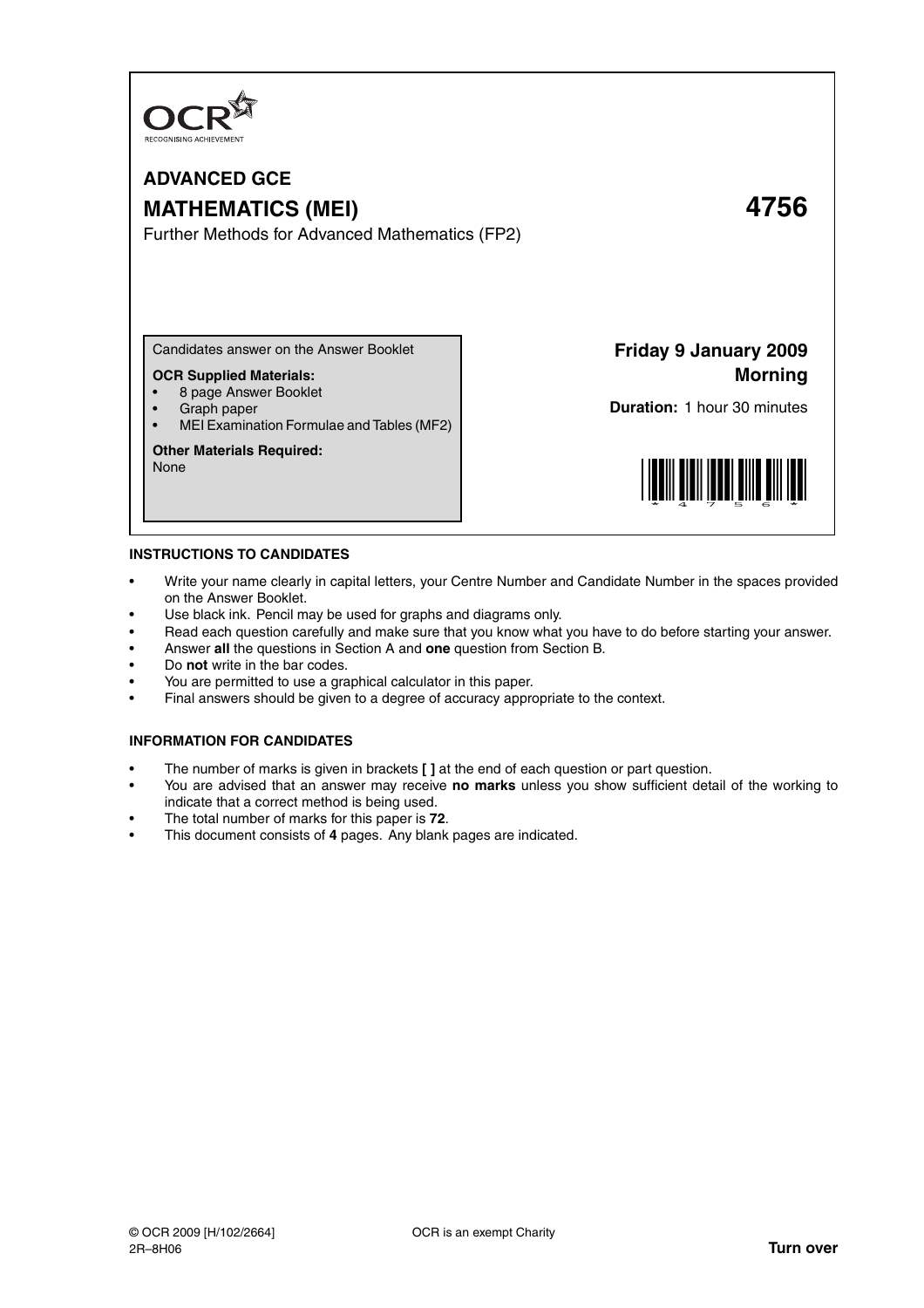OCR
RECOGNISING ACHIEVEMENT

# ADVANCED GCE

# MATHEMATICS (MEI) 4756

Further Methods for Advanced Mathematics (FP2)

Candidates answer on the Answer Booklet

**OCR Supplied Materials:**

- 8 page Answer Booklet
- Graph paper
- MEI Examination Formulae and Tables (MF2)

**Other Materials Required:**
None

**Friday 9 January 2009**
**Morning**

**Duration:** 1 hour 30 minutes

**INSTRUCTIONS TO CANDIDATES**

- Write your name clearly in capital letters, your Centre Number and Candidate Number in the spaces provided on the Answer Booklet.
- Use black ink. Pencil may be used for graphs and diagrams only.
- Read each question carefully and make sure that you know what you have to do before starting your answer.
- Answer **all** the questions in Section A and **one** question from Section B.
- Do **not** write in the bar codes.
- You are permitted to use a graphical calculator in this paper.
- Final answers should be given to a degree of accuracy appropriate to the context.

**INFORMATION FOR CANDIDATES**

- The number of marks is given in brackets **[ ]** at the end of each question or part question.
- You are advised that an answer may receive **no marks** unless you show sufficient detail of the working to indicate that a correct method is being used.
- The total number of marks for this paper is **72**.
- This document consists of **4** pages. Any blank pages are indicated.

© OCR 2009 [H/102/2664]
2R–8H06

OCR is an exempt Charity

**Turn over**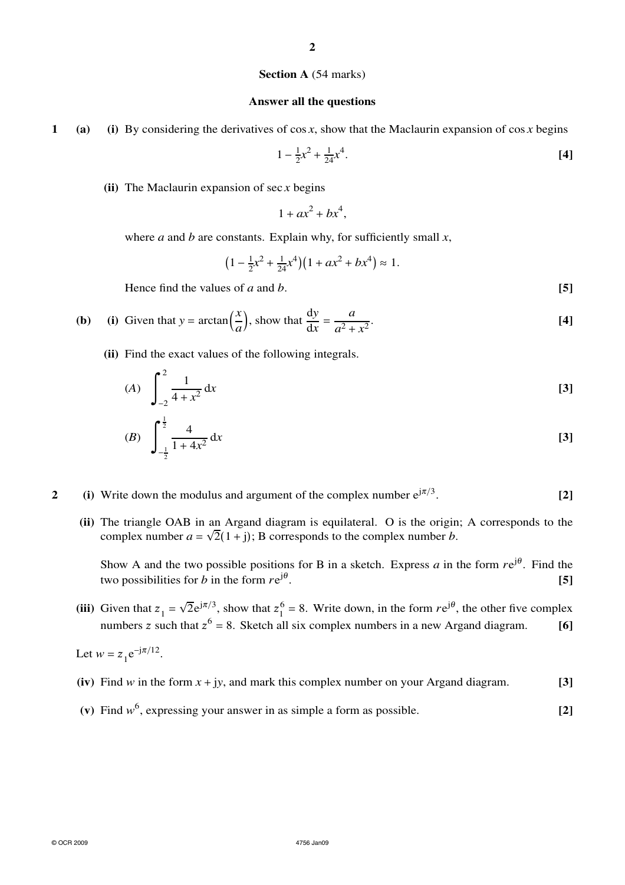**Section A** (54 marks)

**Answer all the questions**

**1** **(a)** **(i)** By considering the derivatives of $\cos x$, show that the Maclaurin expansion of $\cos x$ begins

$$1 - \tfrac{1}{2}x^2 + \tfrac{1}{24}x^4.$$ **[4]**

**(ii)** The Maclaurin expansion of $\sec x$ begins

$$1 + ax^2 + bx^4,$$

where $a$ and $b$ are constants. Explain why, for sufficiently small $x$,

$$\left(1 - \tfrac{1}{2}x^2 + \tfrac{1}{24}x^4\right)\left(1 + ax^2 + bx^4\right) \approx 1.$$

Hence find the values of $a$ and $b$. **[5]**

**(b)** **(i)** Given that $y = \arctan\left(\dfrac{x}{a}\right)$, show that $\dfrac{\mathrm{d}y}{\mathrm{d}x} = \dfrac{a}{a^2 + x^2}$. **[4]**

**(ii)** Find the exact values of the following integrals.

$(A)$ $\displaystyle\int_{-2}^{2} \frac{1}{4 + x^2}\,\mathrm{d}x$ **[3]**

$(B)$ $\displaystyle\int_{-\frac{1}{2}}^{\frac{1}{2}} \frac{4}{1 + 4x^2}\,\mathrm{d}x$ **[3]**

**2** **(i)** Write down the modulus and argument of the complex number $\mathrm{e}^{\mathrm{j}\pi/3}$. **[2]**

**(ii)** The triangle OAB in an Argand diagram is equilateral. O is the origin; A corresponds to the complex number $a = \sqrt{2}(1 + \mathrm{j})$; B corresponds to the complex number $b$.

Show A and the two possible positions for B in a sketch. Express $a$ in the form $r\mathrm{e}^{\mathrm{j}\theta}$. Find the two possibilities for $b$ in the form $r\mathrm{e}^{\mathrm{j}\theta}$. **[5]**

**(iii)** Given that $z_1 = \sqrt{2}\mathrm{e}^{\mathrm{j}\pi/3}$, show that $z_1^6 = 8$. Write down, in the form $r\mathrm{e}^{\mathrm{j}\theta}$, the other five complex numbers $z$ such that $z^6 = 8$. Sketch all six complex numbers in a new Argand diagram. **[6]**

Let $w = z_1\mathrm{e}^{-\mathrm{j}\pi/12}$.

**(iv)** Find $w$ in the form $x + \mathrm{j}y$, and mark this complex number on your Argand diagram. **[3]**

**(v)** Find $w^6$, expressing your answer in as simple a form as possible. **[2]**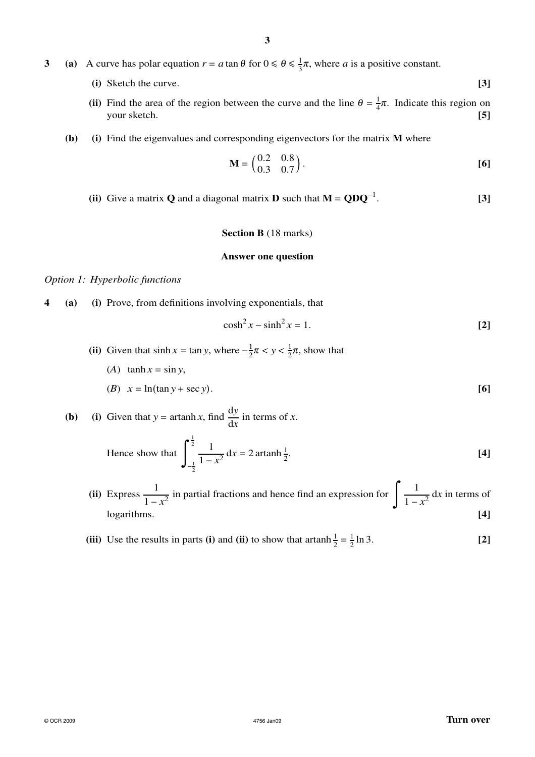**3** **(a)** A curve has polar equation $r = a \tan \theta$ for $0 \leqslant \theta \leqslant \frac{1}{3}\pi$, where $a$ is a positive constant.

**(i)** Sketch the curve. **[3]**

**(ii)** Find the area of the region between the curve and the line $\theta = \frac{1}{4}\pi$. Indicate this region on your sketch. **[5]**

**(b)** **(i)** Find the eigenvalues and corresponding eigenvectors for the matrix $\mathbf{M}$ where

$$\mathbf{M} = \begin{pmatrix} 0.2 & 0.8 \\ 0.3 & 0.7 \end{pmatrix}.$$ **[6]**

**(ii)** Give a matrix $\mathbf{Q}$ and a diagonal matrix $\mathbf{D}$ such that $\mathbf{M} = \mathbf{QDQ}^{-1}$. **[3]**

**Section B** (18 marks)

**Answer one question**

*Option 1: Hyperbolic functions*

**4** **(a)** **(i)** Prove, from definitions involving exponentials, that

$$\cosh^2 x - \sinh^2 x = 1.$$ **[2]**

**(ii)** Given that $\sinh x = \tan y$, where $-\frac{1}{2}\pi < y < \frac{1}{2}\pi$, show that

($A$) $\tanh x = \sin y$,

($B$) $x = \ln(\tan y + \sec y)$. **[6]**

**(b)** **(i)** Given that $y = \text{artanh}\, x$, find $\dfrac{\mathrm{d}y}{\mathrm{d}x}$ in terms of $x$.

Hence show that $\displaystyle\int_{-\frac{1}{2}}^{\frac{1}{2}} \frac{1}{1-x^2}\,\mathrm{d}x = 2\,\text{artanh}\,\tfrac{1}{2}$. **[4]**

**(ii)** Express $\dfrac{1}{1-x^2}$ in partial fractions and hence find an expression for $\displaystyle\int \frac{1}{1-x^2}\,\mathrm{d}x$ in terms of logarithms. **[4]**

**(iii)** Use the results in parts **(i)** and **(ii)** to show that $\text{artanh}\,\frac{1}{2} = \frac{1}{2}\ln 3$. **[2]**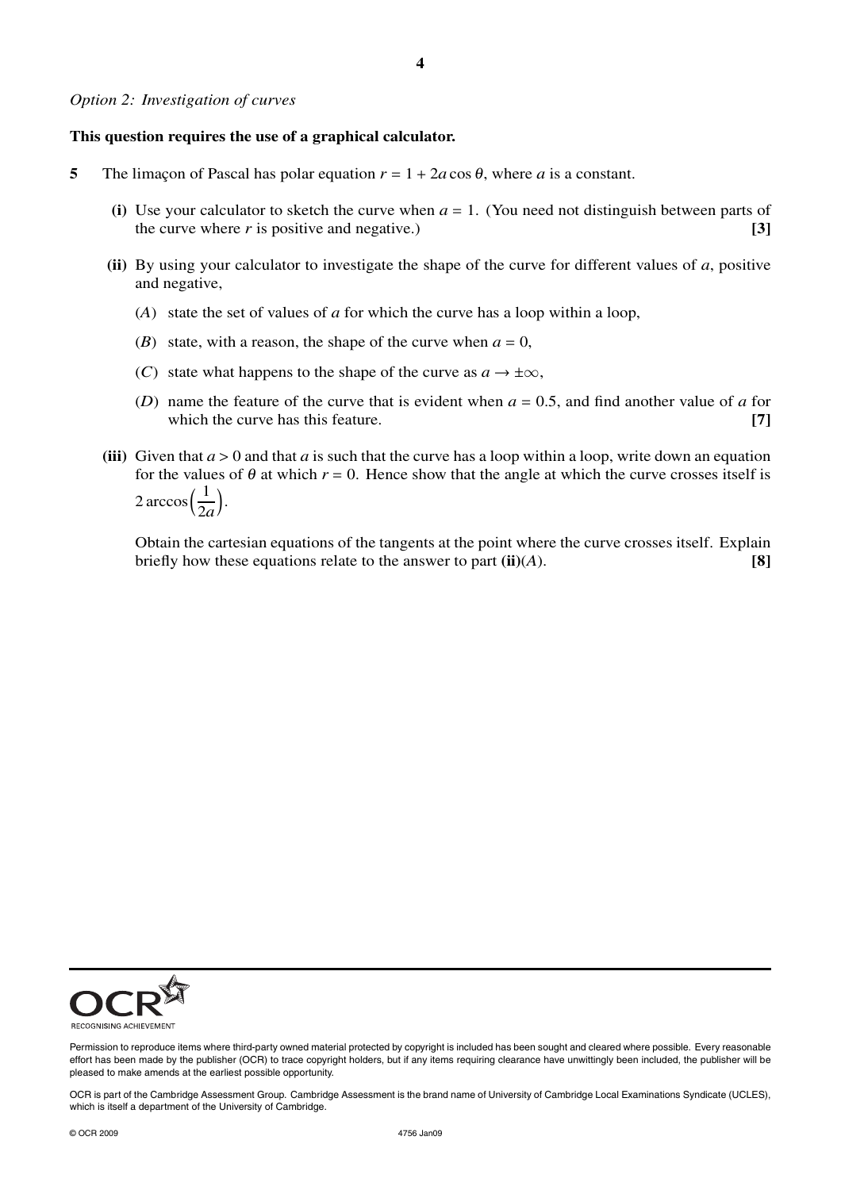*Option 2: Investigation of curves*

**This question requires the use of a graphical calculator.**

**5** The limaçon of Pascal has polar equation $r = 1 + 2a\cos\theta$, where $a$ is a constant.

**(i)** Use your calculator to sketch the curve when $a = 1$. (You need not distinguish between parts of the curve where $r$ is positive and negative.) **[3]**

**(ii)** By using your calculator to investigate the shape of the curve for different values of $a$, positive and negative,

($A$) state the set of values of $a$ for which the curve has a loop within a loop,

($B$) state, with a reason, the shape of the curve when $a = 0$,

($C$) state what happens to the shape of the curve as $a \to \pm\infty$,

($D$) name the feature of the curve that is evident when $a = 0.5$, and find another value of $a$ for which the curve has this feature. **[7]**

**(iii)** Given that $a > 0$ and that $a$ is such that the curve has a loop within a loop, write down an equation for the values of $\theta$ at which $r = 0$. Hence show that the angle at which the curve crosses itself is $2\arccos\left(\dfrac{1}{2a}\right)$.

Obtain the cartesian equations of the tangents at the point where the curve crosses itself. Explain briefly how these equations relate to the answer to part **(ii)**($A$). **[8]**

Permission to reproduce items where third-party owned material protected by copyright is included has been sought and cleared where possible. Every reasonable effort has been made by the publisher (OCR) to trace copyright holders, but if any items requiring clearance have unwittingly been included, the publisher will be pleased to make amends at the earliest possible opportunity.

OCR is part of the Cambridge Assessment Group. Cambridge Assessment is the brand name of University of Cambridge Local Examinations Syndicate (UCLES), which is itself a department of the University of Cambridge.